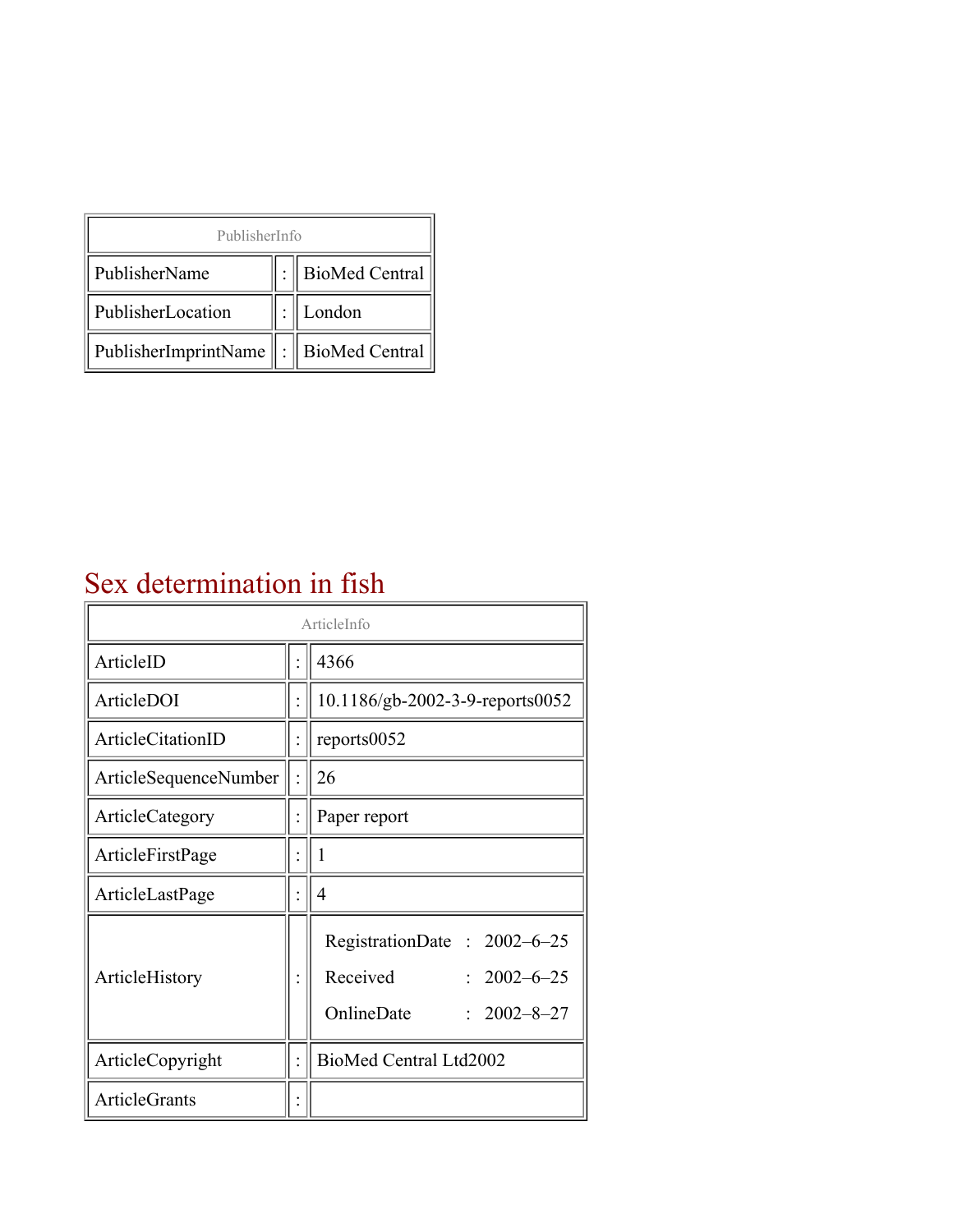| PublisherInfo | | |
|---|---|---|
| PublisherName | : | BioMed Central |
| PublisherLocation | : | London |
| PublisherImprintName | : | BioMed Central |

# Sex determination in fish

| ArticleInfo | | |
|---|---|---|
| ArticleID | : | 4366 |
| ArticleDOI | : | 10.1186/gb-2002-3-9-reports0052 |
| ArticleCitationID | : | reports0052 |
| ArticleSequenceNumber | : | 26 |
| ArticleCategory | : | Paper report |
| ArticleFirstPage | : | 1 |
| ArticleLastPage | : | 4 |
| ArticleHistory | : | RegistrationDate : 2002–6–25<br>Received : 2002–6–25<br>OnlineDate : 2002–8–27 |
| ArticleCopyright | : | BioMed Central Ltd2002 |
| ArticleGrants | : | |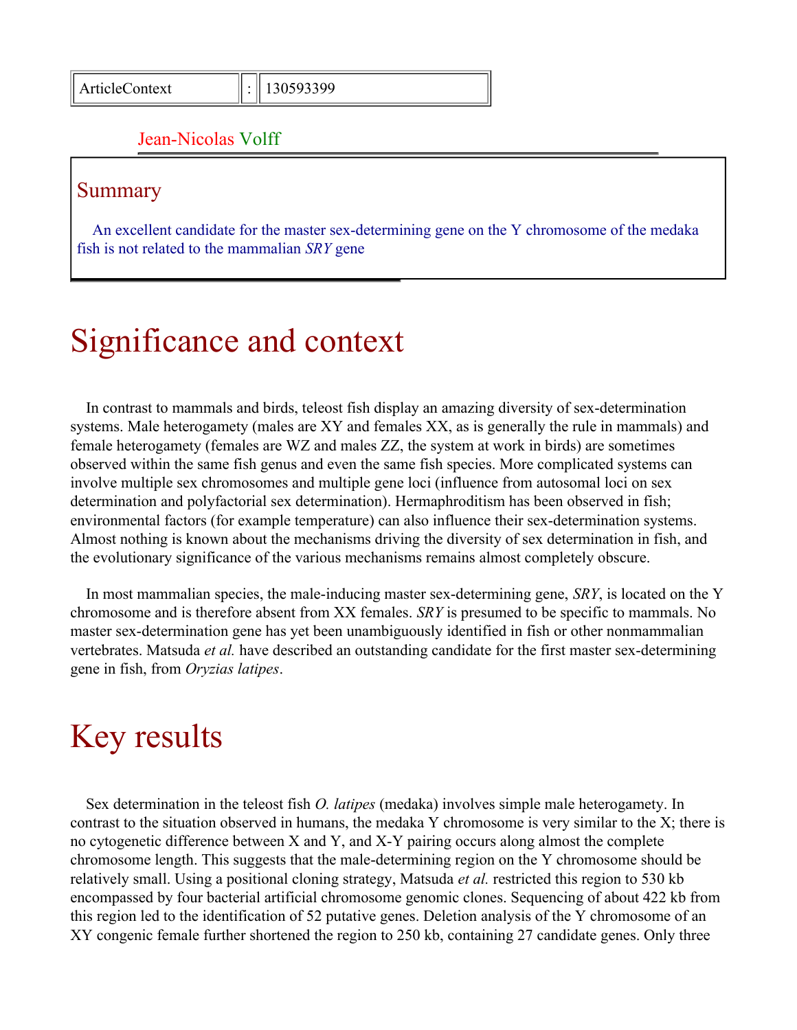| ArticleContext | : | 130593399 |
| --- | --- | --- |

Jean-Nicolas Volff

## Summary

An excellent candidate for the master sex-determining gene on the Y chromosome of the medaka fish is not related to the mammalian *SRY* gene

# Significance and context

In contrast to mammals and birds, teleost fish display an amazing diversity of sex-determination systems. Male heterogamety (males are XY and females XX, as is generally the rule in mammals) and female heterogamety (females are WZ and males ZZ, the system at work in birds) are sometimes observed within the same fish genus and even the same fish species. More complicated systems can involve multiple sex chromosomes and multiple gene loci (influence from autosomal loci on sex determination and polyfactorial sex determination). Hermaphroditism has been observed in fish; environmental factors (for example temperature) can also influence their sex-determination systems. Almost nothing is known about the mechanisms driving the diversity of sex determination in fish, and the evolutionary significance of the various mechanisms remains almost completely obscure.

In most mammalian species, the male-inducing master sex-determining gene, *SRY*, is located on the Y chromosome and is therefore absent from XX females. *SRY* is presumed to be specific to mammals. No master sex-determination gene has yet been unambiguously identified in fish or other nonmammalian vertebrates. Matsuda *et al.* have described an outstanding candidate for the first master sex-determining gene in fish, from *Oryzias latipes*.

# Key results

Sex determination in the teleost fish *O. latipes* (medaka) involves simple male heterogamety. In contrast to the situation observed in humans, the medaka Y chromosome is very similar to the X; there is no cytogenetic difference between X and Y, and X-Y pairing occurs along almost the complete chromosome length. This suggests that the male-determining region on the Y chromosome should be relatively small. Using a positional cloning strategy, Matsuda *et al.* restricted this region to 530 kb encompassed by four bacterial artificial chromosome genomic clones. Sequencing of about 422 kb from this region led to the identification of 52 putative genes. Deletion analysis of the Y chromosome of an XY congenic female further shortened the region to 250 kb, containing 27 candidate genes. Only three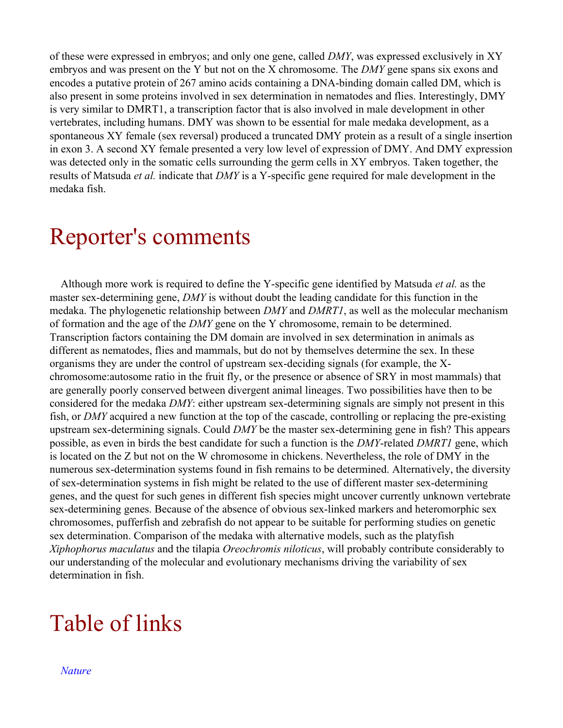of these were expressed in embryos; and only one gene, called *DMY*, was expressed exclusively in XY embryos and was present on the Y but not on the X chromosome. The *DMY* gene spans six exons and encodes a putative protein of 267 amino acids containing a DNA-binding domain called DM, which is also present in some proteins involved in sex determination in nematodes and flies. Interestingly, DMY is very similar to DMRT1, a transcription factor that is also involved in male development in other vertebrates, including humans. DMY was shown to be essential for male medaka development, as a spontaneous XY female (sex reversal) produced a truncated DMY protein as a result of a single insertion in exon 3. A second XY female presented a very low level of expression of DMY. And DMY expression was detected only in the somatic cells surrounding the germ cells in XY embryos. Taken together, the results of Matsuda *et al.* indicate that *DMY* is a Y-specific gene required for male development in the medaka fish.

# Reporter's comments

Although more work is required to define the Y-specific gene identified by Matsuda *et al.* as the master sex-determining gene, *DMY* is without doubt the leading candidate for this function in the medaka. The phylogenetic relationship between *DMY* and *DMRT1*, as well as the molecular mechanism of formation and the age of the *DMY* gene on the Y chromosome, remain to be determined. Transcription factors containing the DM domain are involved in sex determination in animals as different as nematodes, flies and mammals, but do not by themselves determine the sex. In these organisms they are under the control of upstream sex-deciding signals (for example, the X-chromosome:autosome ratio in the fruit fly, or the presence or absence of SRY in most mammals) that are generally poorly conserved between divergent animal lineages. Two possibilities have then to be considered for the medaka *DMY*: either upstream sex-determining signals are simply not present in this fish, or *DMY* acquired a new function at the top of the cascade, controlling or replacing the pre-existing upstream sex-determining signals. Could *DMY* be the master sex-determining gene in fish? This appears possible, as even in birds the best candidate for such a function is the *DMY*-related *DMRT1* gene, which is located on the Z but not on the W chromosome in chickens. Nevertheless, the role of DMY in the numerous sex-determination systems found in fish remains to be determined. Alternatively, the diversity of sex-determination systems in fish might be related to the use of different master sex-determining genes, and the quest for such genes in different fish species might uncover currently unknown vertebrate sex-determining genes. Because of the absence of obvious sex-linked markers and heteromorphic sex chromosomes, pufferfish and zebrafish do not appear to be suitable for performing studies on genetic sex determination. Comparison of the medaka with alternative models, such as the platyfish *Xiphophorus maculatus* and the tilapia *Oreochromis niloticus*, will probably contribute considerably to our understanding of the molecular and evolutionary mechanisms driving the variability of sex determination in fish.

# Table of links

*Nature*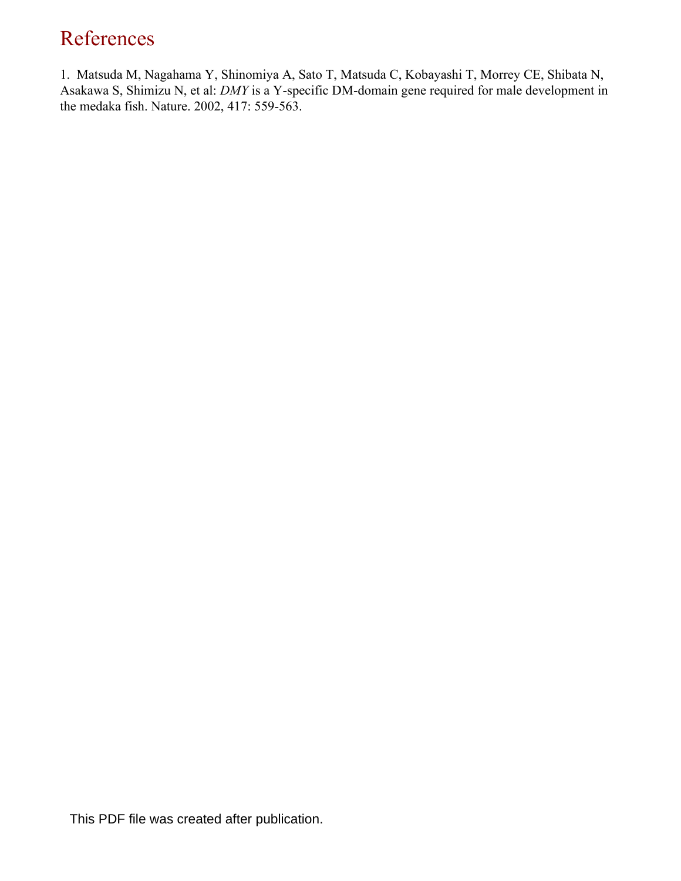# References

1. Matsuda M, Nagahama Y, Shinomiya A, Sato T, Matsuda C, Kobayashi T, Morrey CE, Shibata N, Asakawa S, Shimizu N, et al: *DMY* is a Y-specific DM-domain gene required for male development in the medaka fish. Nature. 2002, 417: 559-563.

This PDF file was created after publication.